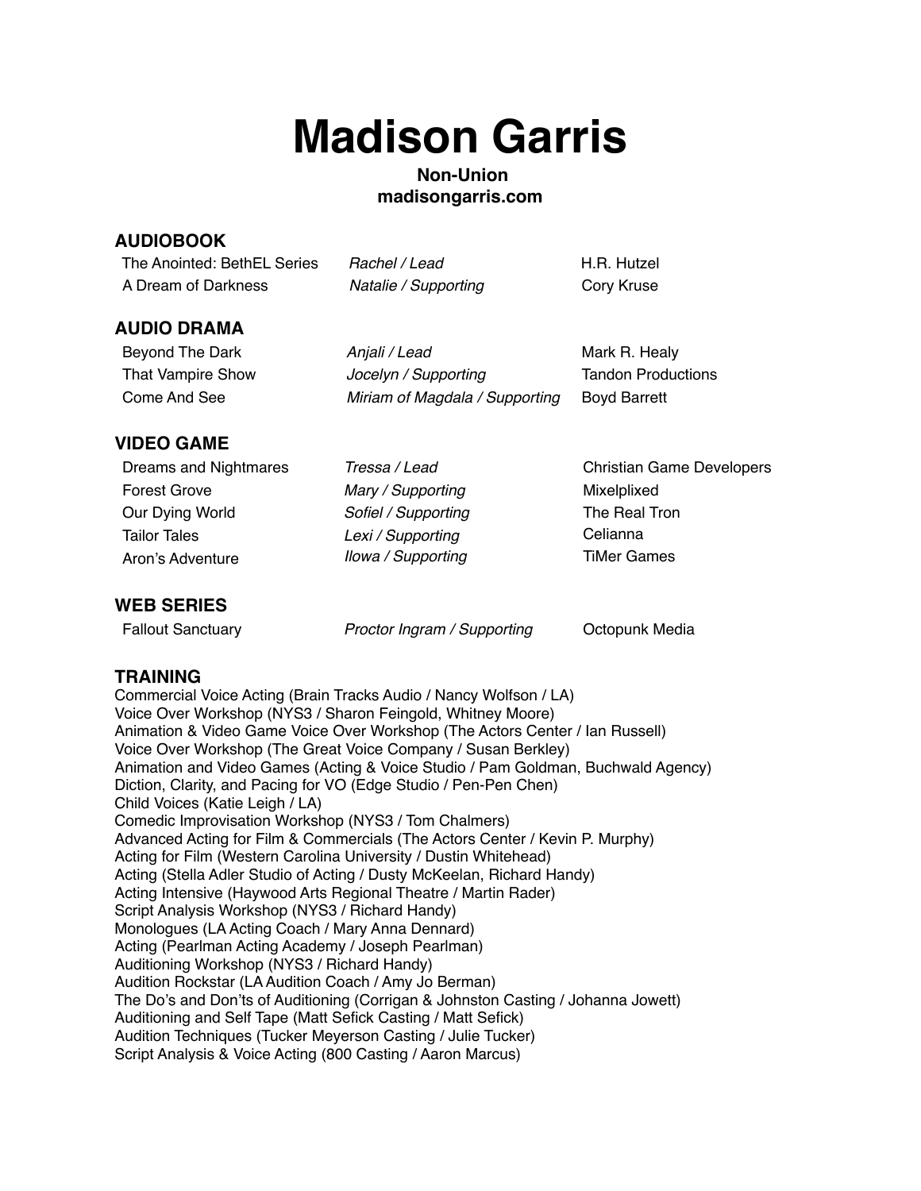# Madison Garris

**Non-Union**
**madisongarris.com**

## AUDIOBOOK

| | | |
|---|---|---|
| The Anointed: BethEL Series | *Rachel / Lead* | H.R. Hutzel |
| A Dream of Darkness | *Natalie / Supporting* | Cory Kruse |

## AUDIO DRAMA

| | | |
|---|---|---|
| Beyond The Dark | *Anjali / Lead* | Mark R. Healy |
| That Vampire Show | *Jocelyn / Supporting* | Tandon Productions |
| Come And See | *Miriam of Magdala / Supporting* | Boyd Barrett |

## VIDEO GAME

| | | |
|---|---|---|
| Dreams and Nightmares | *Tressa / Lead* | Christian Game Developers |
| Forest Grove | *Mary / Supporting* | Mixelplixed |
| Our Dying World | *Sofiel / Supporting* | The Real Tron |
| Tailor Tales | *Lexi / Supporting* | Celianna |
| Aron's Adventure | *Ilowa / Supporting* | TiMer Games |

## WEB SERIES

| | | |
|---|---|---|
| Fallout Sanctuary | *Proctor Ingram / Supporting* | Octopunk Media |

## TRAINING

Commercial Voice Acting (Brain Tracks Audio / Nancy Wolfson / LA)
Voice Over Workshop (NYS3 / Sharon Feingold, Whitney Moore)
Animation & Video Game Voice Over Workshop (The Actors Center / Ian Russell)
Voice Over Workshop (The Great Voice Company / Susan Berkley)
Animation and Video Games (Acting & Voice Studio / Pam Goldman, Buchwald Agency)
Diction, Clarity, and Pacing for VO (Edge Studio / Pen-Pen Chen)
Child Voices (Katie Leigh / LA)
Comedic Improvisation Workshop (NYS3 / Tom Chalmers)
Advanced Acting for Film & Commercials (The Actors Center / Kevin P. Murphy)
Acting for Film (Western Carolina University / Dustin Whitehead)
Acting (Stella Adler Studio of Acting / Dusty McKeelan, Richard Handy)
Acting Intensive (Haywood Arts Regional Theatre / Martin Rader)
Script Analysis Workshop (NYS3 / Richard Handy)
Monologues (LA Acting Coach / Mary Anna Dennard)
Acting (Pearlman Acting Academy / Joseph Pearlman)
Auditioning Workshop (NYS3 / Richard Handy)
Audition Rockstar (LA Audition Coach / Amy Jo Berman)
The Do's and Don'ts of Auditioning (Corrigan & Johnston Casting / Johanna Jowett)
Auditioning and Self Tape (Matt Sefick Casting / Matt Sefick)
Audition Techniques (Tucker Meyerson Casting / Julie Tucker)
Script Analysis & Voice Acting (800 Casting / Aaron Marcus)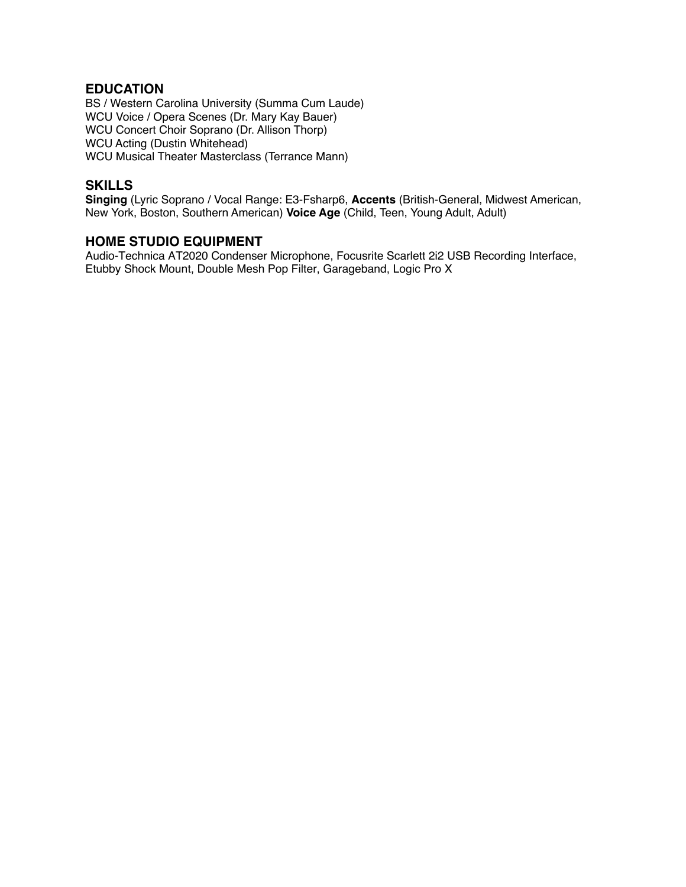## EDUCATION

BS / Western Carolina University (Summa Cum Laude)
WCU Voice / Opera Scenes (Dr. Mary Kay Bauer)
WCU Concert Choir Soprano (Dr. Allison Thorp)
WCU Acting (Dustin Whitehead)
WCU Musical Theater Masterclass (Terrance Mann)

## SKILLS

**Singing** (Lyric Soprano / Vocal Range: E3-Fsharp6, **Accents** (British-General, Midwest American, New York, Boston, Southern American) **Voice Age** (Child, Teen, Young Adult, Adult)

## HOME STUDIO EQUIPMENT

Audio-Technica AT2020 Condenser Microphone, Focusrite Scarlett 2i2 USB Recording Interface, Etubby Shock Mount, Double Mesh Pop Filter, Garageband, Logic Pro X